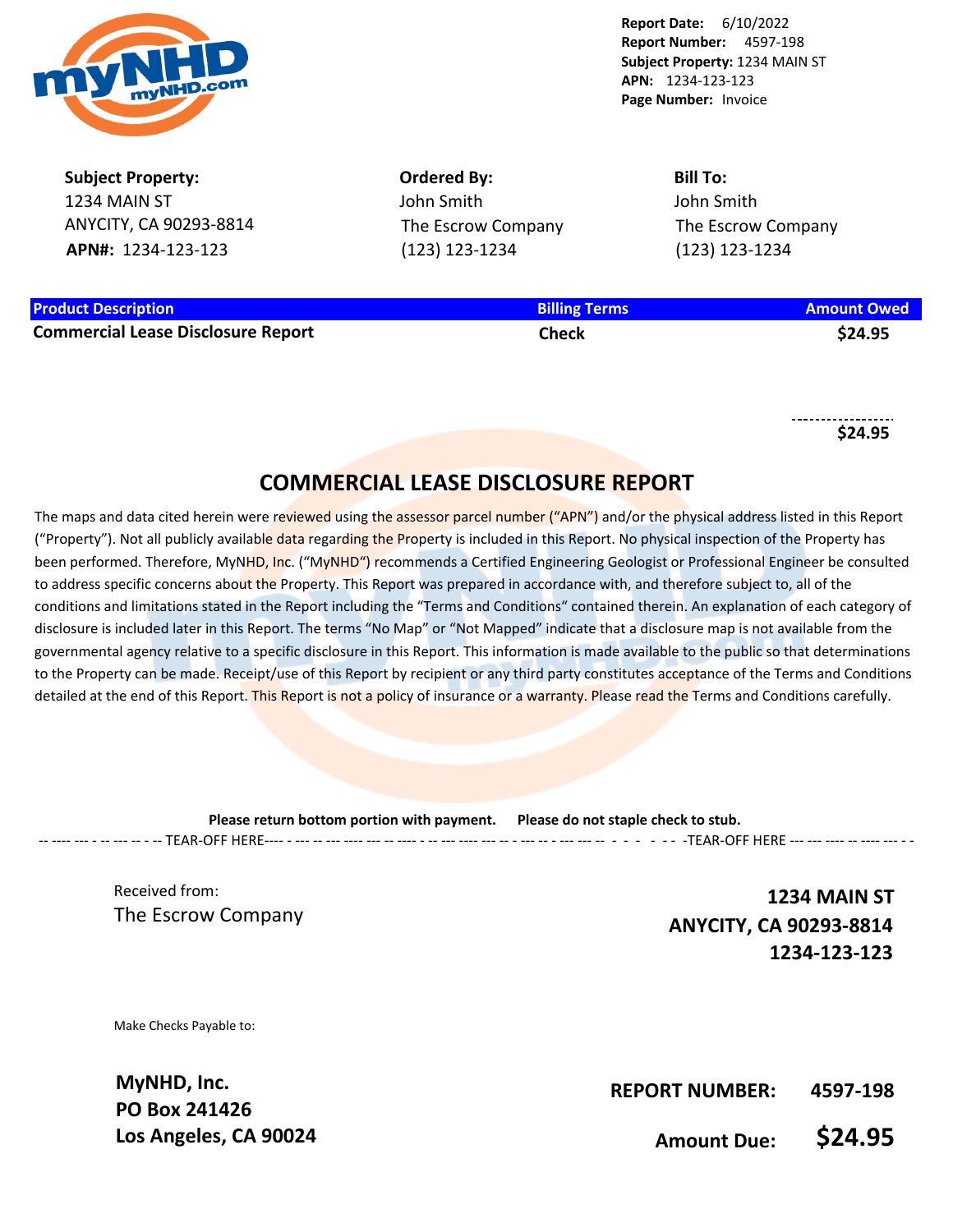**Report Date:** 6/10/2022
**Report Number:** 4597-198
**Subject Property:** 1234 MAIN ST
**APN:** 1234-123-123
**Page Number:** Invoice

**Subject Property:**
1234 MAIN ST
ANYCITY, CA 90293-8814
**APN#:** 1234-123-123

**Ordered By:**
John Smith
The Escrow Company
(123) 123-1234

**Bill To:**
John Smith
The Escrow Company
(123) 123-1234

| Product Description | Billing Terms | Amount Owed |
|---|---|---|
| **Commercial Lease Disclosure Report** | **Check** | **$24.95** |
| | | **$24.95** |

# COMMERCIAL LEASE DISCLOSURE REPORT

The maps and data cited herein were reviewed using the assessor parcel number ("APN") and/or the physical address listed in this Report ("Property"). Not all publicly available data regarding the Property is included in this Report. No physical inspection of the Property has been performed. Therefore, MyNHD, Inc. ("MyNHD") recommends a Certified Engineering Geologist or Professional Engineer be consulted to address specific concerns about the Property. This Report was prepared in accordance with, and therefore subject to, all of the conditions and limitations stated in the Report including the "Terms and Conditions" contained therein. An explanation of each category of disclosure is included later in this Report. The terms "No Map" or "Not Mapped" indicate that a disclosure map is not available from the governmental agency relative to a specific disclosure in this Report. This information is made available to the public so that determinations to the Property can be made. Receipt/use of this Report by recipient or any third party constitutes acceptance of the Terms and Conditions detailed at the end of this Report. This Report is not a policy of insurance or a warranty. Please read the Terms and Conditions carefully.

**Please return bottom portion with payment. Please do not staple check to stub.**

-- TEAR-OFF HERE -- -- TEAR-OFF HERE --

Received from:
The Escrow Company

**1234 MAIN ST**
**ANYCITY, CA 90293-8814**
**1234-123-123**

Make Checks Payable to:

**MyNHD, Inc.**
**PO Box 241426**
**Los Angeles, CA 90024**

**REPORT NUMBER:** **4597-198**

**Amount Due:** **$24.95**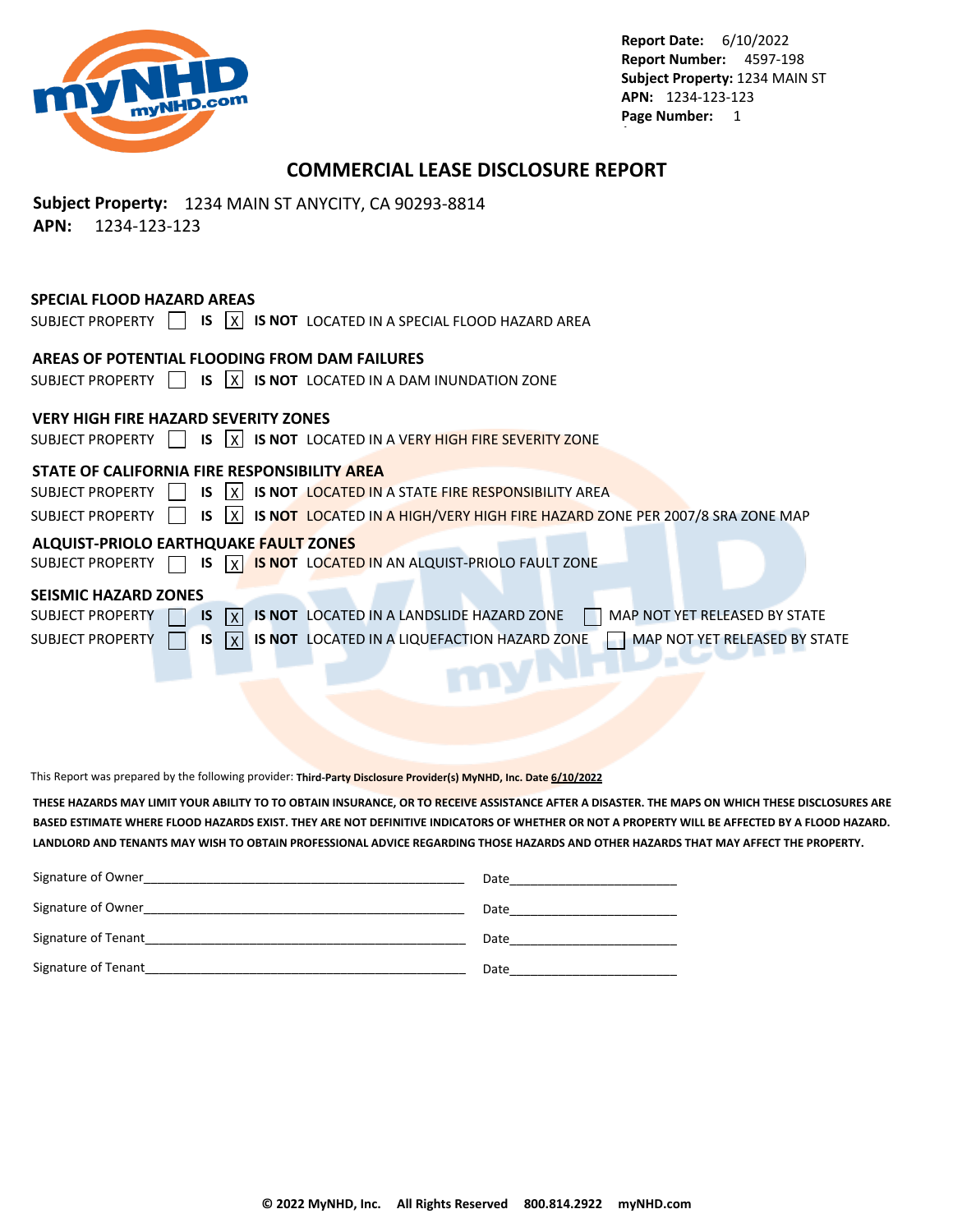Report Date: 6/10/2022
Report Number: 4597-198
Subject Property: 1234 MAIN ST
APN: 1234-123-123
Page Number: 1

# COMMERCIAL LEASE DISCLOSURE REPORT

**Subject Property:** 1234 MAIN ST ANYCITY, CA 90293-8814
**APN:** 1234-123-123

## SPECIAL FLOOD HAZARD AREAS

SUBJECT PROPERTY [ ] **IS** [X] **IS NOT** LOCATED IN A SPECIAL FLOOD HAZARD AREA

## AREAS OF POTENTIAL FLOODING FROM DAM FAILURES

SUBJECT PROPERTY [ ] **IS** [X] **IS NOT** LOCATED IN A DAM INUNDATION ZONE

## VERY HIGH FIRE HAZARD SEVERITY ZONES

SUBJECT PROPERTY [ ] **IS** [X] **IS NOT** LOCATED IN A VERY HIGH FIRE SEVERITY ZONE

## STATE OF CALIFORNIA FIRE RESPONSIBILITY AREA

SUBJECT PROPERTY [ ] **IS** [X] **IS NOT** LOCATED IN A STATE FIRE RESPONSIBILITY AREA

SUBJECT PROPERTY [ ] **IS** [X] **IS NOT** LOCATED IN A HIGH/VERY HIGH FIRE HAZARD ZONE PER 2007/8 SRA ZONE MAP

## ALQUIST-PRIOLO EARTHQUAKE FAULT ZONES

SUBJECT PROPERTY [ ] **IS** [X] **IS NOT** LOCATED IN AN ALQUIST-PRIOLO FAULT ZONE

## SEISMIC HAZARD ZONES

SUBJECT PROPERTY [ ] **IS** [X] **IS NOT** LOCATED IN A LANDSLIDE HAZARD ZONE [ ] MAP NOT YET RELEASED BY STATE

SUBJECT PROPERTY [ ] **IS** [X] **IS NOT** LOCATED IN A LIQUEFACTION HAZARD ZONE [ ] MAP NOT YET RELEASED BY STATE

This Report was prepared by the following provider: **Third-Party Disclosure Provider(s) MyNHD, Inc. Date 6/10/2022**

**THESE HAZARDS MAY LIMIT YOUR ABILITY TO TO OBTAIN INSURANCE, OR TO RECEIVE ASSISTANCE AFTER A DISASTER. THE MAPS ON WHICH THESE DISCLOSURES ARE BASED ESTIMATE WHERE FLOOD HAZARDS EXIST. THEY ARE NOT DEFINITIVE INDICATORS OF WHETHER OR NOT A PROPERTY WILL BE AFFECTED BY A FLOOD HAZARD. LANDLORD AND TENANTS MAY WISH TO OBTAIN PROFESSIONAL ADVICE REGARDING THOSE HAZARDS AND OTHER HAZARDS THAT MAY AFFECT THE PROPERTY.**

Signature of Owner_______________________________________________ Date________________________

Signature of Owner_______________________________________________ Date________________________

Signature of Tenant_______________________________________________ Date________________________

Signature of Tenant_______________________________________________ Date________________________

**© 2022 MyNHD, Inc. All Rights Reserved 800.814.2922 myNHD.com**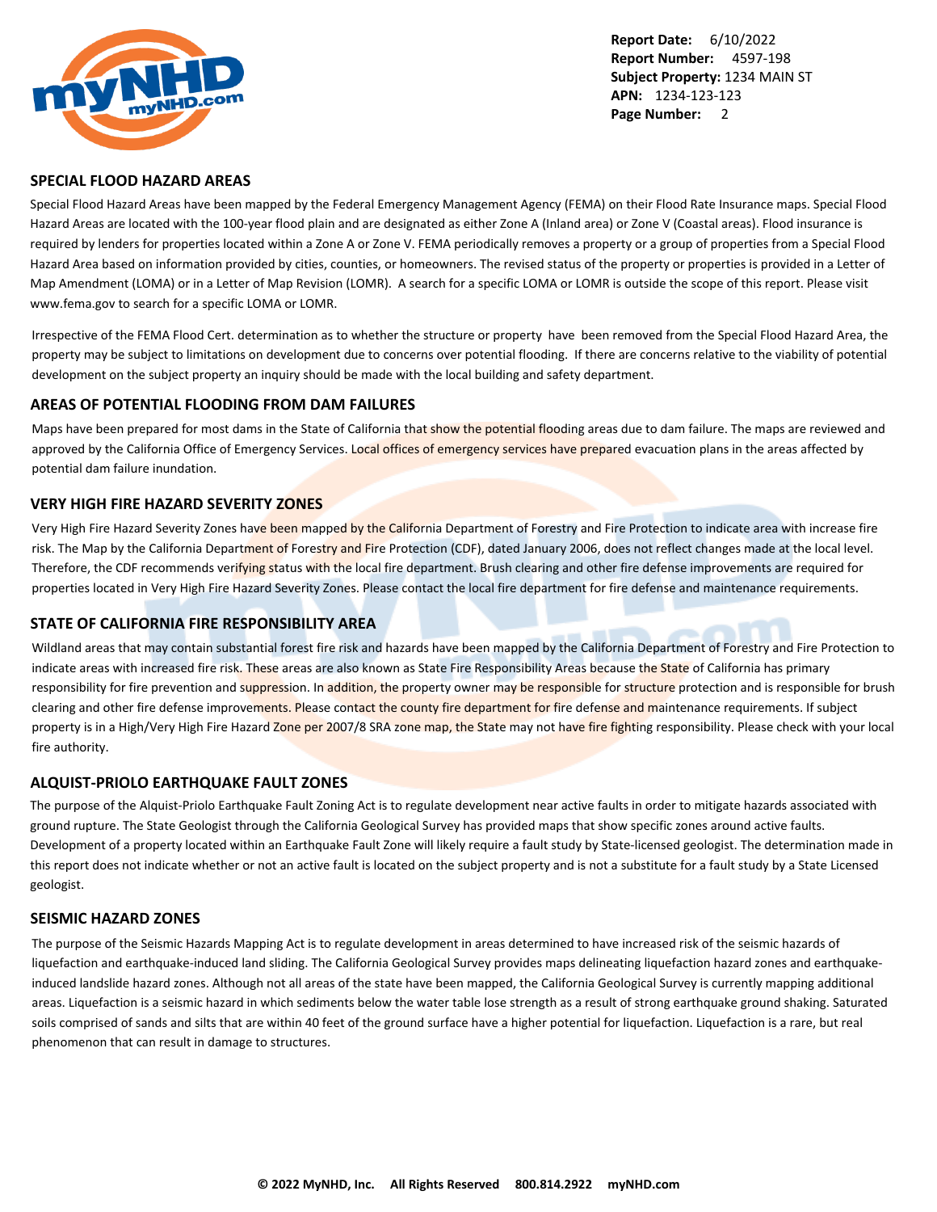## SPECIAL FLOOD HAZARD AREAS

Special Flood Hazard Areas have been mapped by the Federal Emergency Management Agency (FEMA) on their Flood Rate Insurance maps. Special Flood Hazard Areas are located with the 100-year flood plain and are designated as either Zone A (Inland area) or Zone V (Coastal areas). Flood insurance is required by lenders for properties located within a Zone A or Zone V. FEMA periodically removes a property or a group of properties from a Special Flood Hazard Area based on information provided by cities, counties, or homeowners. The revised status of the property or properties is provided in a Letter of Map Amendment (LOMA) or in a Letter of Map Revision (LOMR). A search for a specific LOMA or LOMR is outside the scope of this report. Please visit www.fema.gov to search for a specific LOMA or LOMR.

Irrespective of the FEMA Flood Cert. determination as to whether the structure or property have been removed from the Special Flood Hazard Area, the property may be subject to limitations on development due to concerns over potential flooding. If there are concerns relative to the viability of potential development on the subject property an inquiry should be made with the local building and safety department.

## AREAS OF POTENTIAL FLOODING FROM DAM FAILURES

Maps have been prepared for most dams in the State of California that show the potential flooding areas due to dam failure. The maps are reviewed and approved by the California Office of Emergency Services. Local offices of emergency services have prepared evacuation plans in the areas affected by potential dam failure inundation.

## VERY HIGH FIRE HAZARD SEVERITY ZONES

Very High Fire Hazard Severity Zones have been mapped by the California Department of Forestry and Fire Protection to indicate area with increase fire risk. The Map by the California Department of Forestry and Fire Protection (CDF), dated January 2006, does not reflect changes made at the local level. Therefore, the CDF recommends verifying status with the local fire department. Brush clearing and other fire defense improvements are required for properties located in Very High Fire Hazard Severity Zones. Please contact the local fire department for fire defense and maintenance requirements.

## STATE OF CALIFORNIA FIRE RESPONSIBILITY AREA

Wildland areas that may contain substantial forest fire risk and hazards have been mapped by the California Department of Forestry and Fire Protection to indicate areas with increased fire risk. These areas are also known as State Fire Responsibility Areas because the State of California has primary responsibility for fire prevention and suppression. In addition, the property owner may be responsible for structure protection and is responsible for brush clearing and other fire defense improvements. Please contact the county fire department for fire defense and maintenance requirements. If subject property is in a High/Very High Fire Hazard Zone per 2007/8 SRA zone map, the State may not have fire fighting responsibility. Please check with your local fire authority.

## ALQUIST-PRIOLO EARTHQUAKE FAULT ZONES

The purpose of the Alquist-Priolo Earthquake Fault Zoning Act is to regulate development near active faults in order to mitigate hazards associated with ground rupture. The State Geologist through the California Geological Survey has provided maps that show specific zones around active faults. Development of a property located within an Earthquake Fault Zone will likely require a fault study by State-licensed geologist. The determination made in this report does not indicate whether or not an active fault is located on the subject property and is not a substitute for a fault study by a State Licensed geologist.

## SEISMIC HAZARD ZONES

The purpose of the Seismic Hazards Mapping Act is to regulate development in areas determined to have increased risk of the seismic hazards of liquefaction and earthquake-induced land sliding. The California Geological Survey provides maps delineating liquefaction hazard zones and earthquake-induced landslide hazard zones. Although not all areas of the state have been mapped, the California Geological Survey is currently mapping additional areas. Liquefaction is a seismic hazard in which sediments below the water table lose strength as a result of strong earthquake ground shaking. Saturated soils comprised of sands and silts that are within 40 feet of the ground surface have a higher potential for liquefaction. Liquefaction is a rare, but real phenomenon that can result in damage to structures.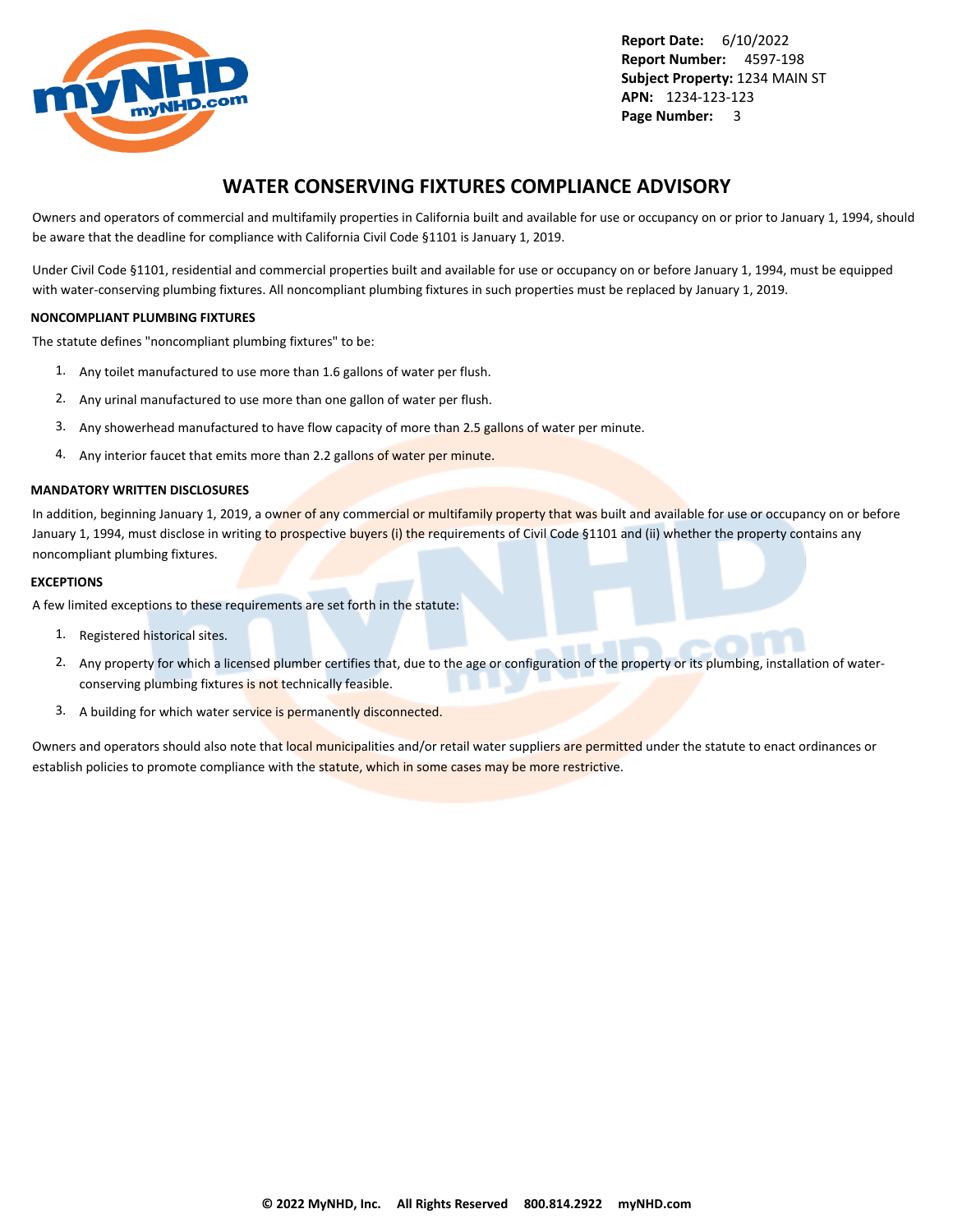# WATER CONSERVING FIXTURES COMPLIANCE ADVISORY

Owners and operators of commercial and multifamily properties in California built and available for use or occupancy on or prior to January 1, 1994, should be aware that the deadline for compliance with California Civil Code §1101 is January 1, 2019.

Under Civil Code §1101, residential and commercial properties built and available for use or occupancy on or before January 1, 1994, must be equipped with water-conserving plumbing fixtures. All noncompliant plumbing fixtures in such properties must be replaced by January 1, 2019.

**NONCOMPLIANT PLUMBING FIXTURES**

The statute defines "noncompliant plumbing fixtures" to be:

1. Any toilet manufactured to use more than 1.6 gallons of water per flush.
2. Any urinal manufactured to use more than one gallon of water per flush.
3. Any showerhead manufactured to have flow capacity of more than 2.5 gallons of water per minute.
4. Any interior faucet that emits more than 2.2 gallons of water per minute.

**MANDATORY WRITTEN DISCLOSURES**

In addition, beginning January 1, 2019, a owner of any commercial or multifamily property that was built and available for use or occupancy on or before January 1, 1994, must disclose in writing to prospective buyers (i) the requirements of Civil Code §1101 and (ii) whether the property contains any noncompliant plumbing fixtures.

**EXCEPTIONS**

A few limited exceptions to these requirements are set forth in the statute:

1. Registered historical sites.
2. Any property for which a licensed plumber certifies that, due to the age or configuration of the property or its plumbing, installation of water-conserving plumbing fixtures is not technically feasible.
3. A building for which water service is permanently disconnected.

Owners and operators should also note that local municipalities and/or retail water suppliers are permitted under the statute to enact ordinances or establish policies to promote compliance with the statute, which in some cases may be more restrictive.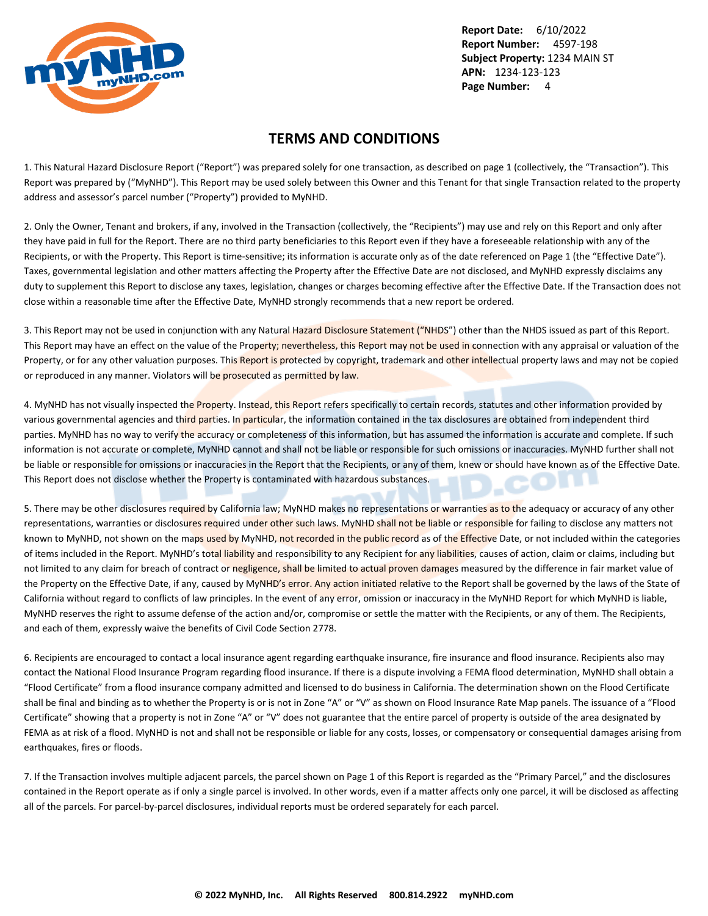## TERMS AND CONDITIONS

1. This Natural Hazard Disclosure Report ("Report") was prepared solely for one transaction, as described on page 1 (collectively, the "Transaction"). This Report was prepared by ("MyNHD"). This Report may be used solely between this Owner and this Tenant for that single Transaction related to the property address and assessor's parcel number ("Property") provided to MyNHD.

2. Only the Owner, Tenant and brokers, if any, involved in the Transaction (collectively, the "Recipients") may use and rely on this Report and only after they have paid in full for the Report. There are no third party beneficiaries to this Report even if they have a foreseeable relationship with any of the Recipients, or with the Property. This Report is time-sensitive; its information is accurate only as of the date referenced on Page 1 (the "Effective Date"). Taxes, governmental legislation and other matters affecting the Property after the Effective Date are not disclosed, and MyNHD expressly disclaims any duty to supplement this Report to disclose any taxes, legislation, changes or charges becoming effective after the Effective Date. If the Transaction does not close within a reasonable time after the Effective Date, MyNHD strongly recommends that a new report be ordered.

3. This Report may not be used in conjunction with any Natural Hazard Disclosure Statement ("NHDS") other than the NHDS issued as part of this Report. This Report may have an effect on the value of the Property; nevertheless, this Report may not be used in connection with any appraisal or valuation of the Property, or for any other valuation purposes. This Report is protected by copyright, trademark and other intellectual property laws and may not be copied or reproduced in any manner. Violators will be prosecuted as permitted by law.

4. MyNHD has not visually inspected the Property. Instead, this Report refers specifically to certain records, statutes and other information provided by various governmental agencies and third parties. In particular, the information contained in the tax disclosures are obtained from independent third parties. MyNHD has no way to verify the accuracy or completeness of this information, but has assumed the information is accurate and complete. If such information is not accurate or complete, MyNHD cannot and shall not be liable or responsible for such omissions or inaccuracies. MyNHD further shall not be liable or responsible for omissions or inaccuracies in the Report that the Recipients, or any of them, knew or should have known as of the Effective Date. This Report does not disclose whether the Property is contaminated with hazardous substances.

5. There may be other disclosures required by California law; MyNHD makes no representations or warranties as to the adequacy or accuracy of any other representations, warranties or disclosures required under other such laws. MyNHD shall not be liable or responsible for failing to disclose any matters not known to MyNHD, not shown on the maps used by MyNHD, not recorded in the public record as of the Effective Date, or not included within the categories of items included in the Report. MyNHD's total liability and responsibility to any Recipient for any liabilities, causes of action, claim or claims, including but not limited to any claim for breach of contract or negligence, shall be limited to actual proven damages measured by the difference in fair market value of the Property on the Effective Date, if any, caused by MyNHD's error. Any action initiated relative to the Report shall be governed by the laws of the State of California without regard to conflicts of law principles. In the event of any error, omission or inaccuracy in the MyNHD Report for which MyNHD is liable, MyNHD reserves the right to assume defense of the action and/or, compromise or settle the matter with the Recipients, or any of them. The Recipients, and each of them, expressly waive the benefits of Civil Code Section 2778.

6. Recipients are encouraged to contact a local insurance agent regarding earthquake insurance, fire insurance and flood insurance. Recipients also may contact the National Flood Insurance Program regarding flood insurance. If there is a dispute involving a FEMA flood determination, MyNHD shall obtain a "Flood Certificate" from a flood insurance company admitted and licensed to do business in California. The determination shown on the Flood Certificate shall be final and binding as to whether the Property is or is not in Zone "A" or "V" as shown on Flood Insurance Rate Map panels. The issuance of a "Flood Certificate" showing that a property is not in Zone "A" or "V" does not guarantee that the entire parcel of property is outside of the area designated by FEMA as at risk of a flood. MyNHD is not and shall not be responsible or liable for any costs, losses, or compensatory or consequential damages arising from earthquakes, fires or floods.

7. If the Transaction involves multiple adjacent parcels, the parcel shown on Page 1 of this Report is regarded as the "Primary Parcel," and the disclosures contained in the Report operate as if only a single parcel is involved. In other words, even if a matter affects only one parcel, it will be disclosed as affecting all of the parcels. For parcel-by-parcel disclosures, individual reports must be ordered separately for each parcel.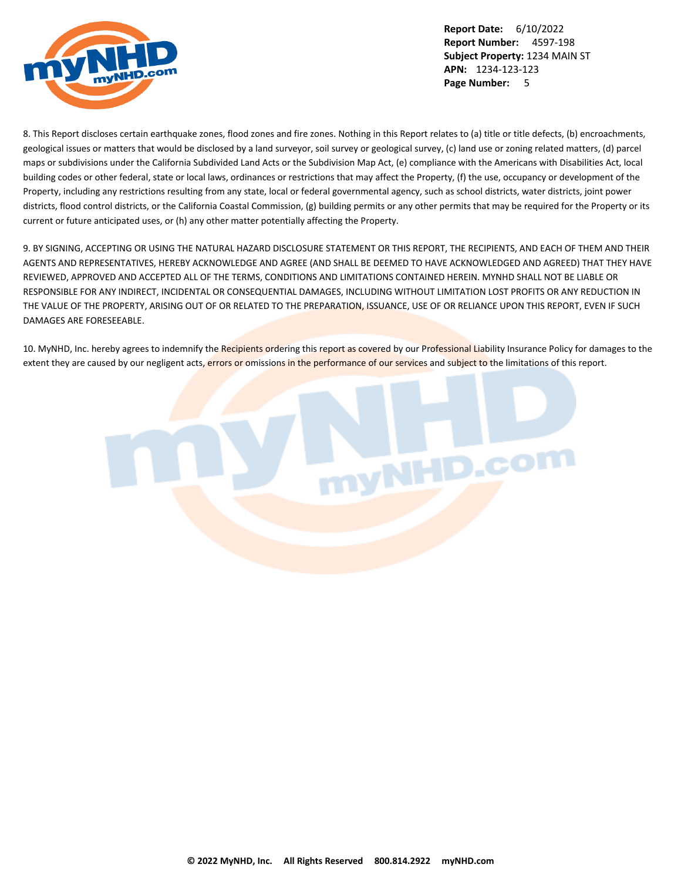8. This Report discloses certain earthquake zones, flood zones and fire zones. Nothing in this Report relates to (a) title or title defects, (b) encroachments, geological issues or matters that would be disclosed by a land surveyor, soil survey or geological survey, (c) land use or zoning related matters, (d) parcel maps or subdivisions under the California Subdivided Land Acts or the Subdivision Map Act, (e) compliance with the Americans with Disabilities Act, local building codes or other federal, state or local laws, ordinances or restrictions that may affect the Property, (f) the use, occupancy or development of the Property, including any restrictions resulting from any state, local or federal governmental agency, such as school districts, water districts, joint power districts, flood control districts, or the California Coastal Commission, (g) building permits or any other permits that may be required for the Property or its current or future anticipated uses, or (h) any other matter potentially affecting the Property.

9. BY SIGNING, ACCEPTING OR USING THE NATURAL HAZARD DISCLOSURE STATEMENT OR THIS REPORT, THE RECIPIENTS, AND EACH OF THEM AND THEIR AGENTS AND REPRESENTATIVES, HEREBY ACKNOWLEDGE AND AGREE (AND SHALL BE DEEMED TO HAVE ACKNOWLEDGED AND AGREED) THAT THEY HAVE REVIEWED, APPROVED AND ACCEPTED ALL OF THE TERMS, CONDITIONS AND LIMITATIONS CONTAINED HEREIN. MYNHD SHALL NOT BE LIABLE OR RESPONSIBLE FOR ANY INDIRECT, INCIDENTAL OR CONSEQUENTIAL DAMAGES, INCLUDING WITHOUT LIMITATION LOST PROFITS OR ANY REDUCTION IN THE VALUE OF THE PROPERTY, ARISING OUT OF OR RELATED TO THE PREPARATION, ISSUANCE, USE OF OR RELIANCE UPON THIS REPORT, EVEN IF SUCH DAMAGES ARE FORESEEABLE.

10. MyNHD, Inc. hereby agrees to indemnify the Recipients ordering this report as covered by our Professional Liability Insurance Policy for damages to the extent they are caused by our negligent acts, errors or omissions in the performance of our services and subject to the limitations of this report.